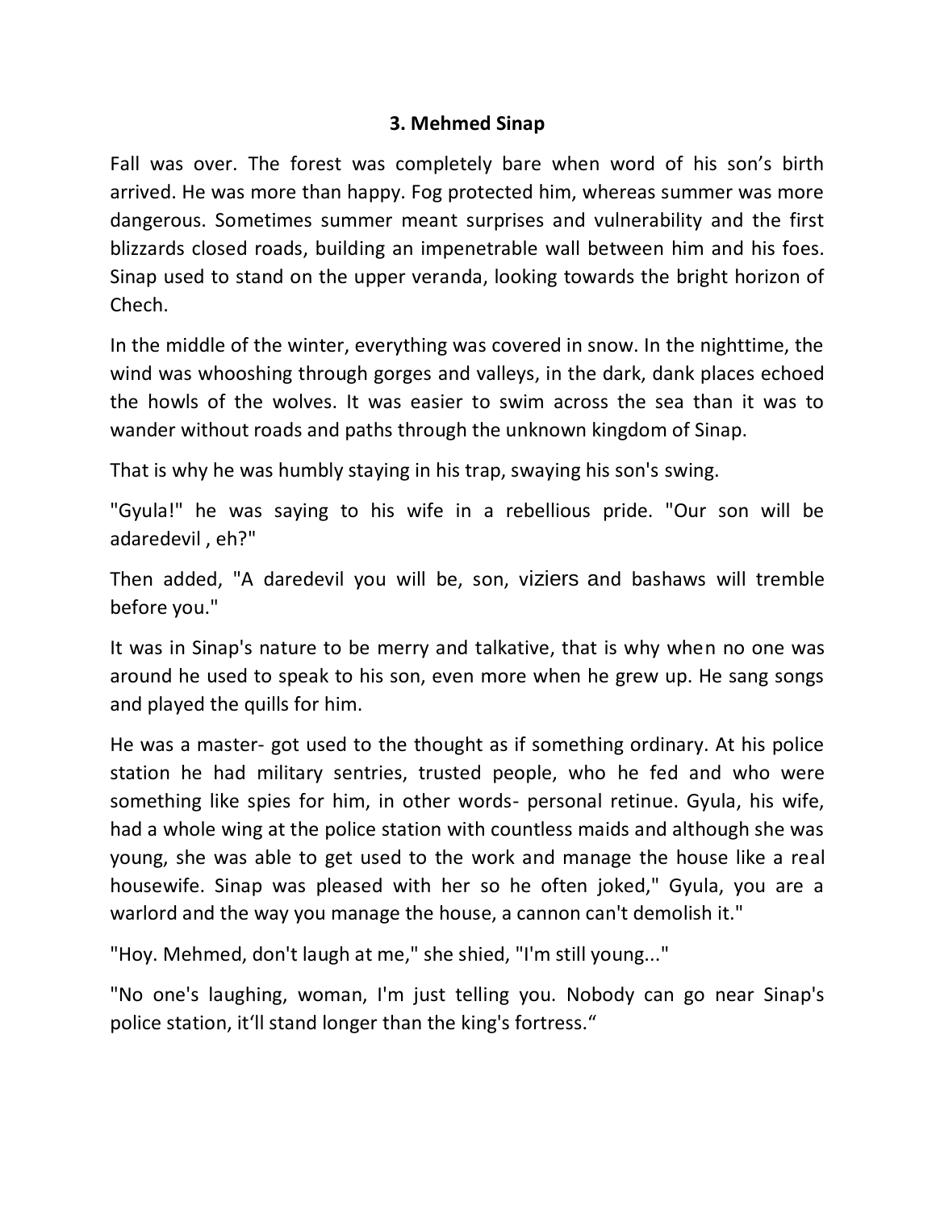### 3. Mehmed Sinap

Fall was over. The forest was completely bare when word of his son's birth arrived. He was more than happy. Fog protected him, whereas summer was more dangerous. Sometimes summer meant surprises and vulnerability and the first blizzards closed roads, building an impenetrable wall between him and his foes. Sinap used to stand on the upper veranda, looking towards the bright horizon of Chech.

In the middle of the winter, everything was covered in snow. In the nighttime, the wind was whooshing through gorges and valleys, in the dark, dank places echoed the howls of the wolves. It was easier to swim across the sea than it was to wander without roads and paths through the unknown kingdom of Sinap.

That is why he was humbly staying in his trap, swaying his son's swing.

"Gyula!" he was saying to his wife in a rebellious pride. "Our son will be adaredevil , eh?"

Then added, "A daredevil you will be, son, viziers and bashaws will tremble before you."

It was in Sinap's nature to be merry and talkative, that is why when no one was around he used to speak to his son, even more when he grew up. He sang songs and played the quills for him.

He was a master- got used to the thought as if something ordinary. At his police station he had military sentries, trusted people, who he fed and who were something like spies for him, in other words- personal retinue. Gyula, his wife, had a whole wing at the police station with countless maids and although she was young, she was able to get used to the work and manage the house like a real housewife. Sinap was pleased with her so he often joked," Gyula, you are a warlord and the way you manage the house, a cannon can't demolish it."

"Hoy. Mehmed, don't laugh at me," she shied, "I'm still young..."

"No one's laughing, woman, I'm just telling you. Nobody can go near Sinap's police station, it'll stand longer than the king's fortress."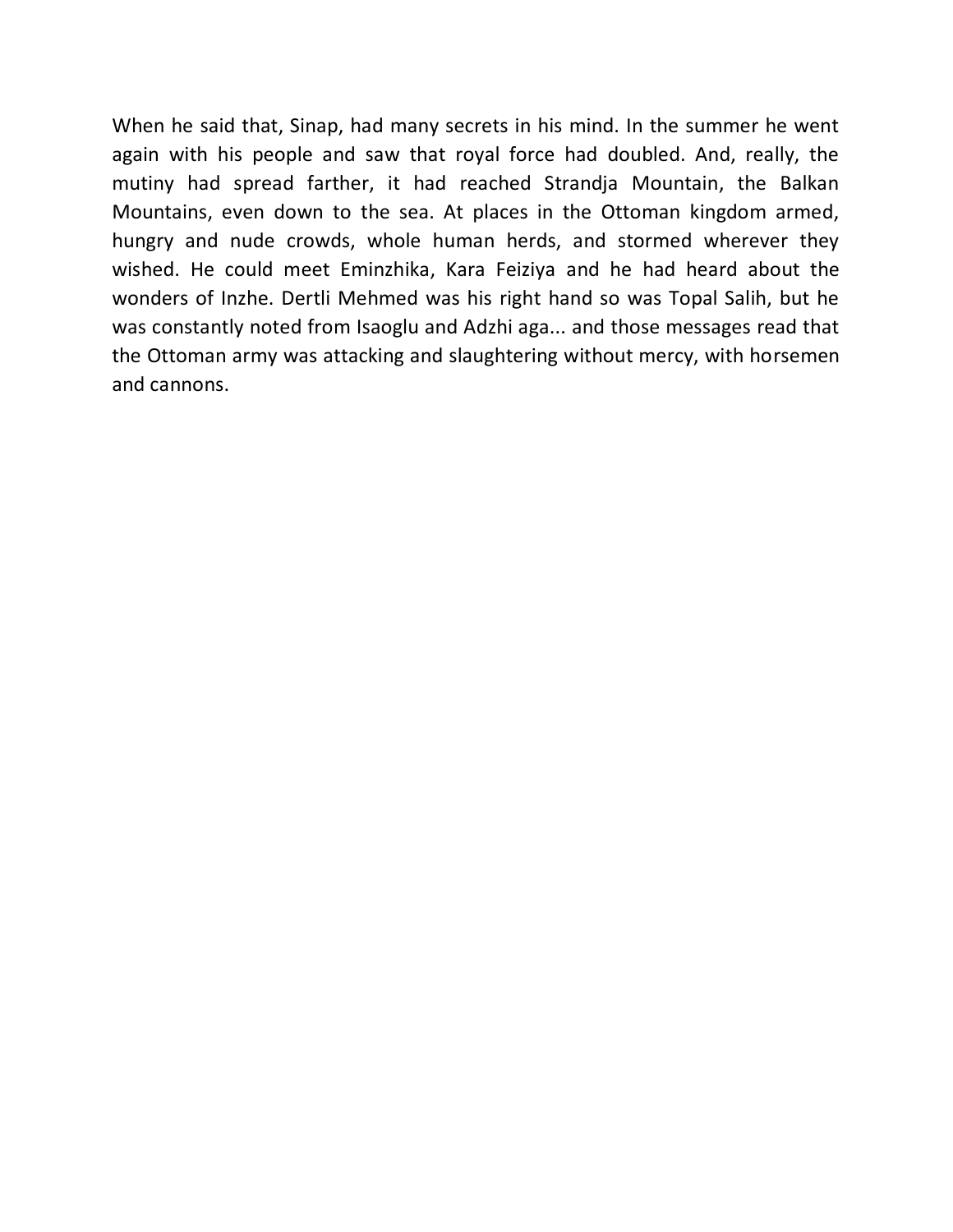When he said that, Sinap, had many secrets in his mind. In the summer he went again with his people and saw that royal force had doubled. And, really, the mutiny had spread farther, it had reached Strandja Mountain, the Balkan Mountains, even down to the sea. At places in the Ottoman kingdom armed, hungry and nude crowds, whole human herds, and stormed wherever they wished. He could meet Eminzhika, Kara Feiziya and he had heard about the wonders of Inzhe. Dertli Mehmed was his right hand so was Topal Salih, but he was constantly noted from Isaoglu and Adzhi aga... and those messages read that the Ottoman army was attacking and slaughtering without mercy, with horsemen and cannons.